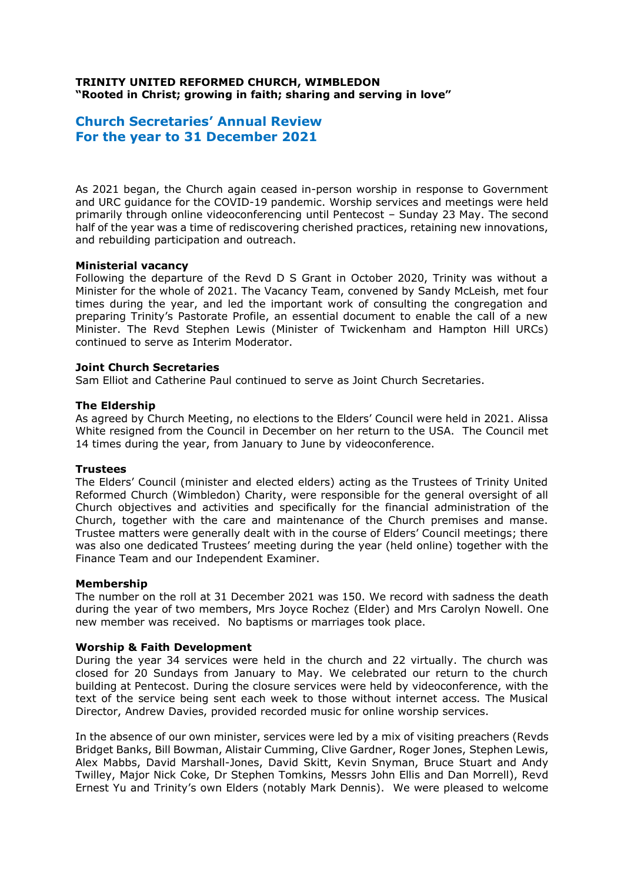**TRINITY UNITED REFORMED CHURCH, WIMBLEDON**
**"Rooted in Christ; growing in faith; sharing and serving in love"**

# Church Secretaries' Annual Review
# For the year to 31 December 2021

As 2021 began, the Church again ceased in-person worship in response to Government and URC guidance for the COVID-19 pandemic. Worship services and meetings were held primarily through online videoconferencing until Pentecost – Sunday 23 May. The second half of the year was a time of rediscovering cherished practices, retaining new innovations, and rebuilding participation and outreach.

**Ministerial vacancy**
Following the departure of the Revd D S Grant in October 2020, Trinity was without a Minister for the whole of 2021. The Vacancy Team, convened by Sandy McLeish, met four times during the year, and led the important work of consulting the congregation and preparing Trinity's Pastorate Profile, an essential document to enable the call of a new Minister. The Revd Stephen Lewis (Minister of Twickenham and Hampton Hill URCs) continued to serve as Interim Moderator.

**Joint Church Secretaries**
Sam Elliot and Catherine Paul continued to serve as Joint Church Secretaries.

**The Eldership**
As agreed by Church Meeting, no elections to the Elders' Council were held in 2021. Alissa White resigned from the Council in December on her return to the USA. The Council met 14 times during the year, from January to June by videoconference.

**Trustees**
The Elders' Council (minister and elected elders) acting as the Trustees of Trinity United Reformed Church (Wimbledon) Charity, were responsible for the general oversight of all Church objectives and activities and specifically for the financial administration of the Church, together with the care and maintenance of the Church premises and manse. Trustee matters were generally dealt with in the course of Elders' Council meetings; there was also one dedicated Trustees' meeting during the year (held online) together with the Finance Team and our Independent Examiner.

**Membership**
The number on the roll at 31 December 2021 was 150. We record with sadness the death during the year of two members, Mrs Joyce Rochez (Elder) and Mrs Carolyn Nowell. One new member was received. No baptisms or marriages took place.

**Worship & Faith Development**
During the year 34 services were held in the church and 22 virtually. The church was closed for 20 Sundays from January to May. We celebrated our return to the church building at Pentecost. During the closure services were held by videoconference, with the text of the service being sent each week to those without internet access. The Musical Director, Andrew Davies, provided recorded music for online worship services.

In the absence of our own minister, services were led by a mix of visiting preachers (Revds Bridget Banks, Bill Bowman, Alistair Cumming, Clive Gardner, Roger Jones, Stephen Lewis, Alex Mabbs, David Marshall-Jones, David Skitt, Kevin Snyman, Bruce Stuart and Andy Twilley, Major Nick Coke, Dr Stephen Tomkins, Messrs John Ellis and Dan Morrell), Revd Ernest Yu and Trinity's own Elders (notably Mark Dennis). We were pleased to welcome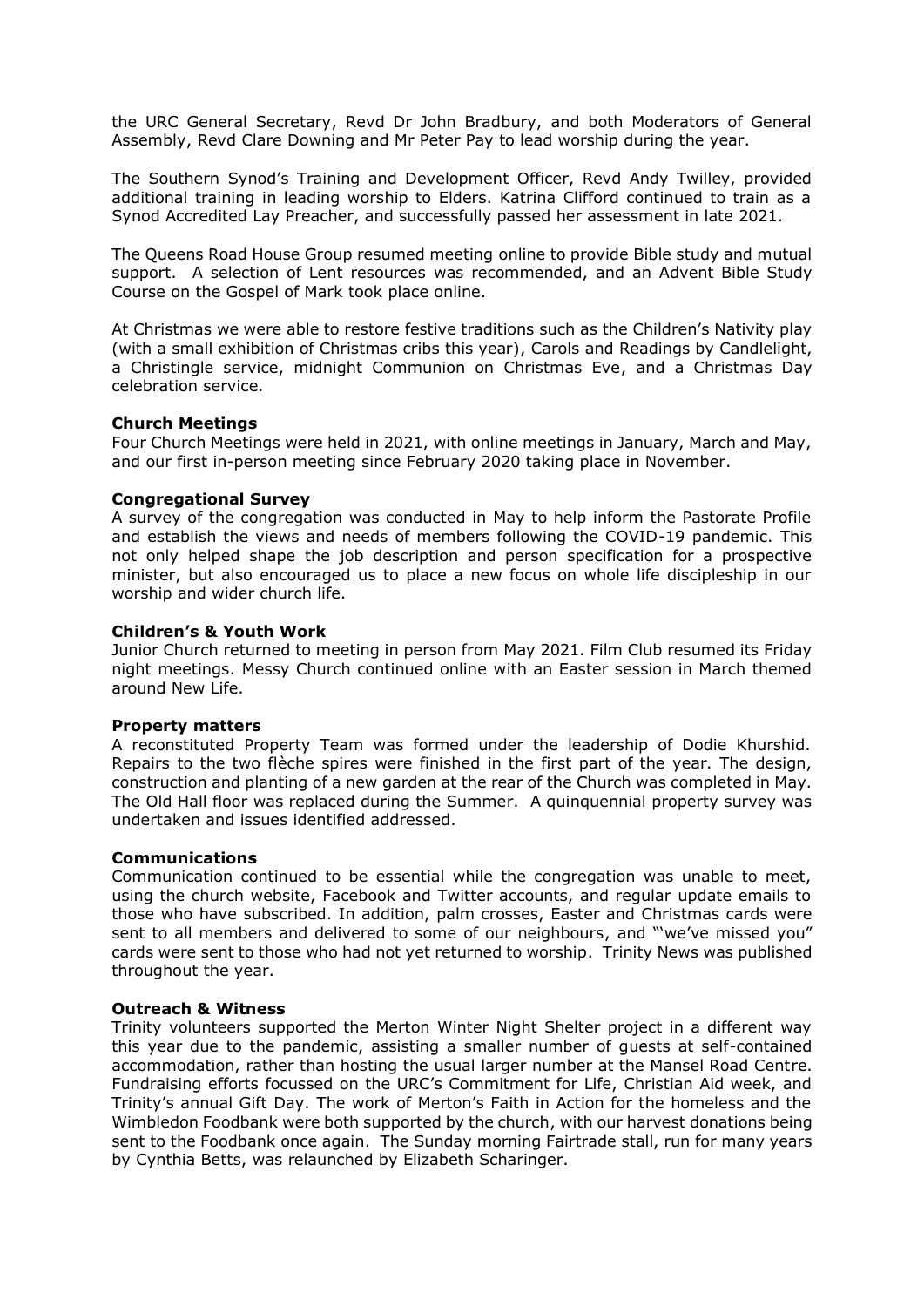the URC General Secretary, Revd Dr John Bradbury, and both Moderators of General Assembly, Revd Clare Downing and Mr Peter Pay to lead worship during the year.

The Southern Synod's Training and Development Officer, Revd Andy Twilley, provided additional training in leading worship to Elders. Katrina Clifford continued to train as a Synod Accredited Lay Preacher, and successfully passed her assessment in late 2021.

The Queens Road House Group resumed meeting online to provide Bible study and mutual support. A selection of Lent resources was recommended, and an Advent Bible Study Course on the Gospel of Mark took place online.

At Christmas we were able to restore festive traditions such as the Children's Nativity play (with a small exhibition of Christmas cribs this year), Carols and Readings by Candlelight, a Christingle service, midnight Communion on Christmas Eve, and a Christmas Day celebration service.

**Church Meetings**
Four Church Meetings were held in 2021, with online meetings in January, March and May, and our first in-person meeting since February 2020 taking place in November.

**Congregational Survey**
A survey of the congregation was conducted in May to help inform the Pastorate Profile and establish the views and needs of members following the COVID-19 pandemic. This not only helped shape the job description and person specification for a prospective minister, but also encouraged us to place a new focus on whole life discipleship in our worship and wider church life.

**Children's & Youth Work**
Junior Church returned to meeting in person from May 2021. Film Club resumed its Friday night meetings. Messy Church continued online with an Easter session in March themed around New Life.

**Property matters**
A reconstituted Property Team was formed under the leadership of Dodie Khurshid. Repairs to the two flèche spires were finished in the first part of the year. The design, construction and planting of a new garden at the rear of the Church was completed in May. The Old Hall floor was replaced during the Summer. A quinquennial property survey was undertaken and issues identified addressed.

**Communications**
Communication continued to be essential while the congregation was unable to meet, using the church website, Facebook and Twitter accounts, and regular update emails to those who have subscribed. In addition, palm crosses, Easter and Christmas cards were sent to all members and delivered to some of our neighbours, and "'we've missed you" cards were sent to those who had not yet returned to worship. Trinity News was published throughout the year.

**Outreach & Witness**
Trinity volunteers supported the Merton Winter Night Shelter project in a different way this year due to the pandemic, assisting a smaller number of guests at self-contained accommodation, rather than hosting the usual larger number at the Mansel Road Centre. Fundraising efforts focussed on the URC's Commitment for Life, Christian Aid week, and Trinity's annual Gift Day. The work of Merton's Faith in Action for the homeless and the Wimbledon Foodbank were both supported by the church, with our harvest donations being sent to the Foodbank once again. The Sunday morning Fairtrade stall, run for many years by Cynthia Betts, was relaunched by Elizabeth Scharinger.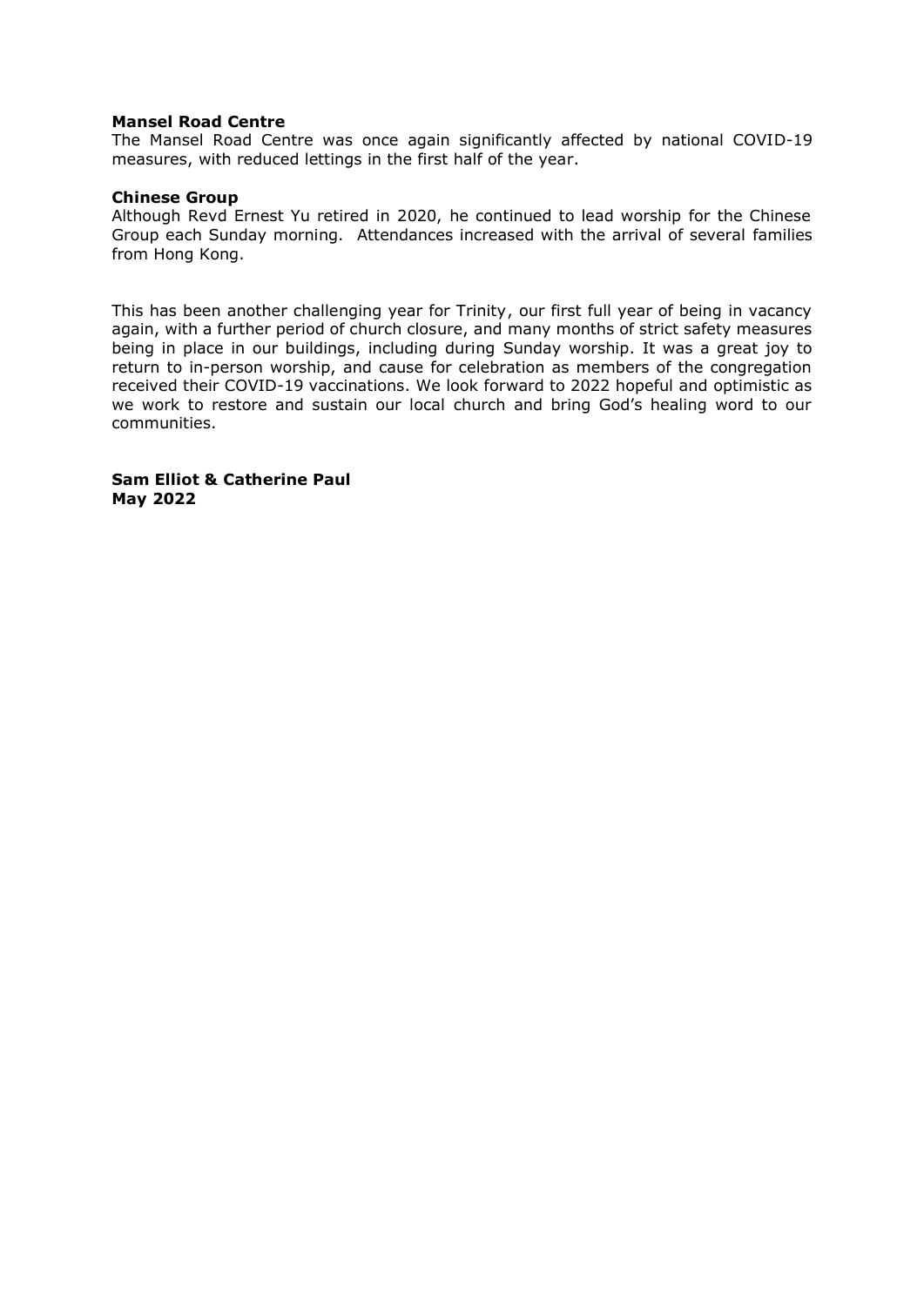**Mansel Road Centre**
The Mansel Road Centre was once again significantly affected by national COVID-19 measures, with reduced lettings in the first half of the year.

**Chinese Group**
Although Revd Ernest Yu retired in 2020, he continued to lead worship for the Chinese Group each Sunday morning. Attendances increased with the arrival of several families from Hong Kong.

This has been another challenging year for Trinity, our first full year of being in vacancy again, with a further period of church closure, and many months of strict safety measures being in place in our buildings, including during Sunday worship. It was a great joy to return to in-person worship, and cause for celebration as members of the congregation received their COVID-19 vaccinations. We look forward to 2022 hopeful and optimistic as we work to restore and sustain our local church and bring God's healing word to our communities.

**Sam Elliot & Catherine Paul**
**May 2022**